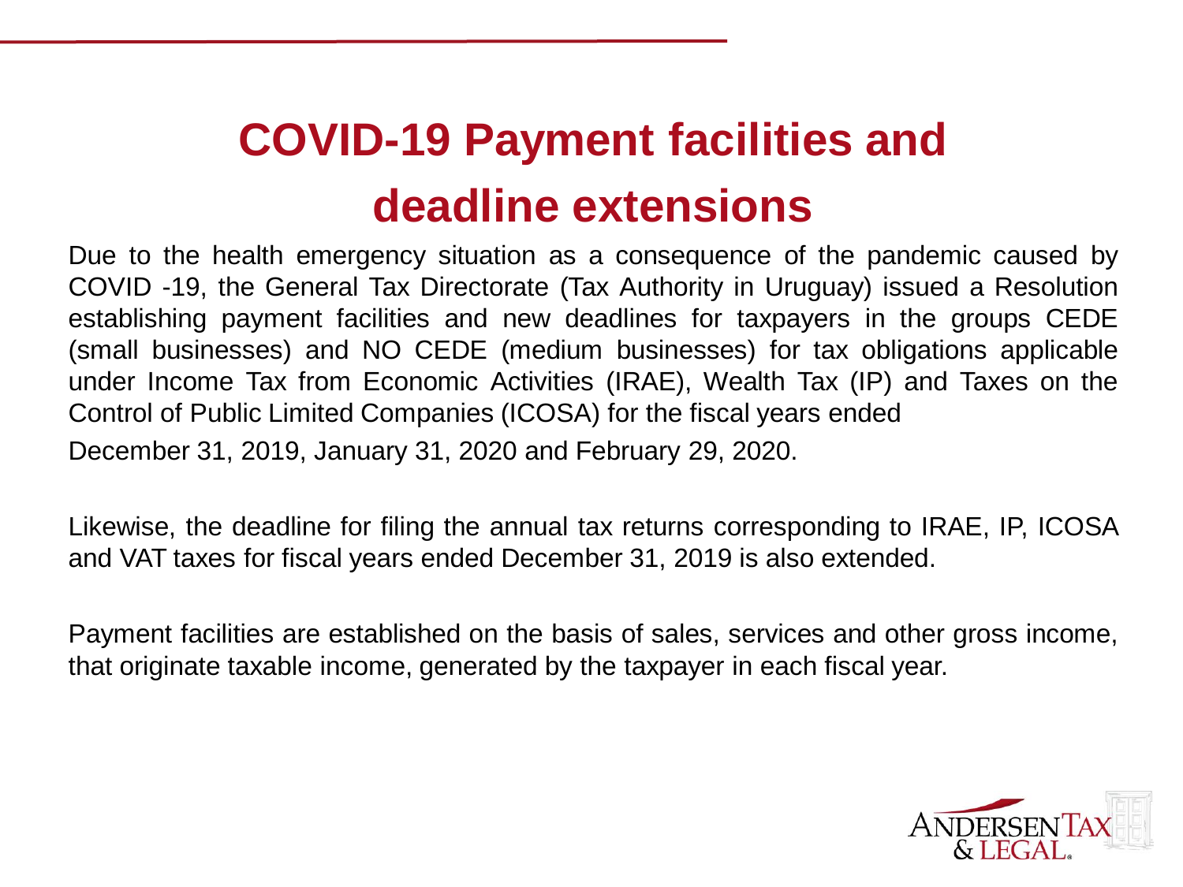# COVID-19 Payment facilities and deadline extensions

Due to the health emergency situation as a consequence of the pandemic caused by COVID -19, the General Tax Directorate (Tax Authority in Uruguay) issued a Resolution establishing payment facilities and new deadlines for taxpayers in the groups CEDE (small businesses) and NO CEDE (medium businesses) for tax obligations applicable under Income Tax from Economic Activities (IRAE), Wealth Tax (IP) and Taxes on the Control of Public Limited Companies (ICOSA) for the fiscal years ended December 31, 2019, January 31, 2020 and February 29, 2020.

Likewise, the deadline for filing the annual tax returns corresponding to IRAE, IP, ICOSA and VAT taxes for fiscal years ended December 31, 2019 is also extended.

Payment facilities are established on the basis of sales, services and other gross income, that originate taxable income, generated by the taxpayer in each fiscal year.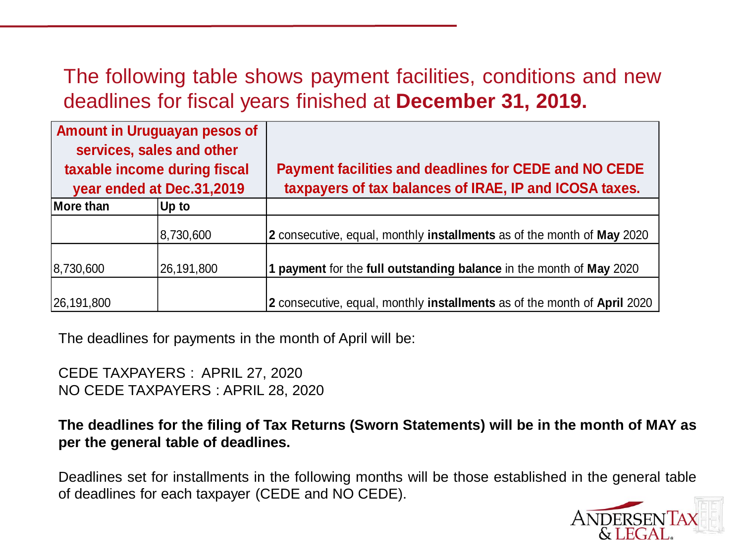The following table shows payment facilities, conditions and new deadlines for fiscal years finished at **December 31, 2019.**

| Amount in Uruguayan pesos of services, sales and other taxable income during fiscal year ended at Dec.31,2019 | | Payment facilities and deadlines for CEDE and NO CEDE taxpayers of tax balances of IRAE, IP and ICOSA taxes. |
|---|---|---|
| **More than** | **Up to** | |
| | 8,730,600 | **2** consecutive, equal, monthly **installments** as of the month of **May** 2020 |
| 8,730,600 | 26,191,800 | **1 payment** for the **full outstanding balance** in the month of **May** 2020 |
| 26,191,800 | | **2** consecutive, equal, monthly **installments** as of the month of **April** 2020 |

The deadlines for payments in the month of April will be:

CEDE TAXPAYERS : APRIL 27, 2020
NO CEDE TAXPAYERS : APRIL 28, 2020

**The deadlines for the filing of Tax Returns (Sworn Statements) will be in the month of MAY as per the general table of deadlines.**

Deadlines set for installments in the following months will be those established in the general table of deadlines for each taxpayer (CEDE and NO CEDE).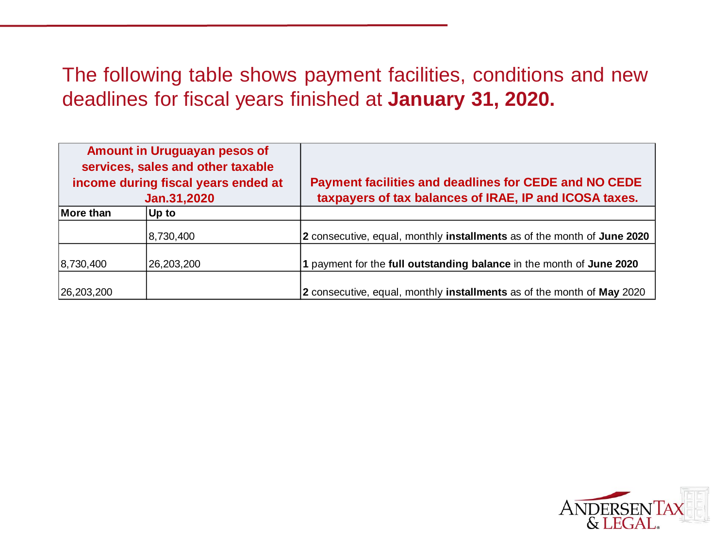The following table shows payment facilities, conditions and new deadlines for fiscal years finished at **January 31, 2020.**

| Amount in Uruguayan pesos of services, sales and other taxable income during fiscal years ended at Jan.31,2020 | | Payment facilities and deadlines for CEDE and NO CEDE taxpayers of tax balances of IRAE, IP and ICOSA taxes. |
|---|---|---|
| **More than** | **Up to** | |
| | 8,730,400 | **2** consecutive, equal, monthly **installments** as of the month of **June 2020** |
| 8,730,400 | 26,203,200 | **1** payment for the **full outstanding balance** in the month of **June 2020** |
| 26,203,200 | | **2** consecutive, equal, monthly **installments** as of the month of **May** 2020 |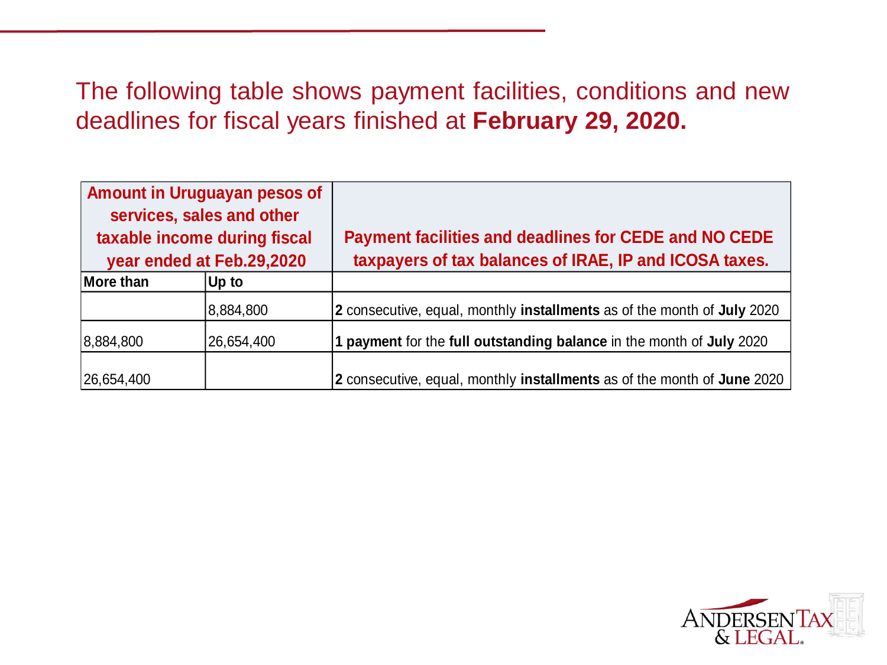The following table shows payment facilities, conditions and new deadlines for fiscal years finished at **February 29, 2020.**

| Amount in Uruguayan pesos of services, sales and other taxable income during fiscal year ended at Feb.29,2020 | | Payment facilities and deadlines for CEDE and NO CEDE taxpayers of tax balances of IRAE, IP and ICOSA taxes. |
|---|---|---|
| **More than** | **Up to** | |
| | 8,884,800 | **2** consecutive, equal, monthly **installments** as of the month of **July** 2020 |
| 8,884,800 | 26,654,400 | **1 payment** for the **full outstanding balance** in the month of **July** 2020 |
| 26,654,400 | | **2** consecutive, equal, monthly **installments** as of the month of **June** 2020 |